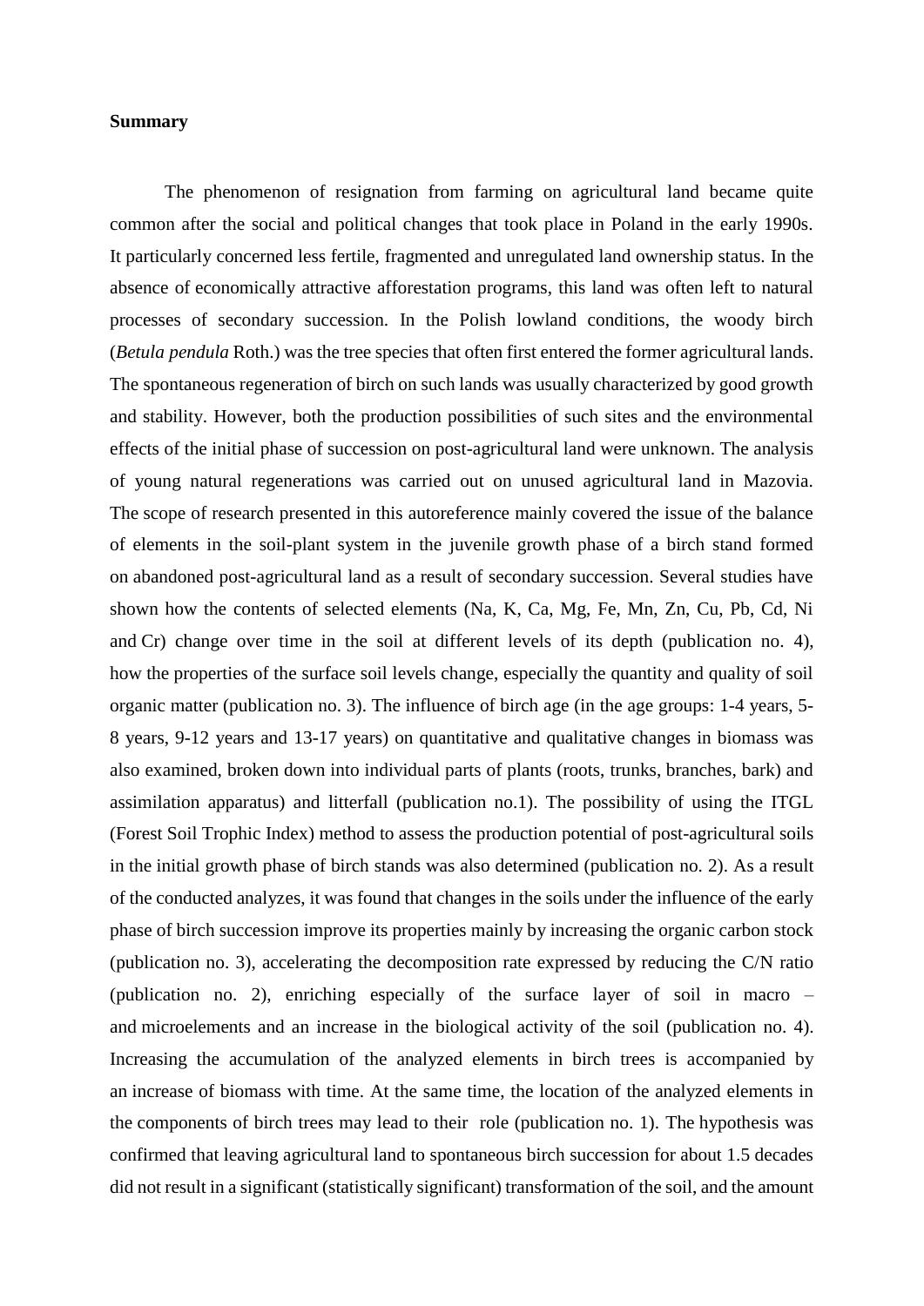**Summary**

The phenomenon of resignation from farming on agricultural land became quite common after the social and political changes that took place in Poland in the early 1990s. It particularly concerned less fertile, fragmented and unregulated land ownership status. In the absence of economically attractive afforestation programs, this land was often left to natural processes of secondary succession. In the Polish lowland conditions, the woody birch (*Betula pendula* Roth.) was the tree species that often first entered the former agricultural lands. The spontaneous regeneration of birch on such lands was usually characterized by good growth and stability. However, both the production possibilities of such sites and the environmental effects of the initial phase of succession on post-agricultural land were unknown. The analysis of young natural regenerations was carried out on unused agricultural land in Mazovia. The scope of research presented in this autoreference mainly covered the issue of the balance of elements in the soil-plant system in the juvenile growth phase of a birch stand formed on abandoned post-agricultural land as a result of secondary succession. Several studies have shown how the contents of selected elements (Na, K, Ca, Mg, Fe, Mn, Zn, Cu, Pb, Cd, Ni and Cr) change over time in the soil at different levels of its depth (publication no. 4), how the properties of the surface soil levels change, especially the quantity and quality of soil organic matter (publication no. 3). The influence of birch age (in the age groups: 1-4 years, 5-8 years, 9-12 years and 13-17 years) on quantitative and qualitative changes in biomass was also examined, broken down into individual parts of plants (roots, trunks, branches, bark) and assimilation apparatus) and litterfall (publication no.1). The possibility of using the ITGL (Forest Soil Trophic Index) method to assess the production potential of post-agricultural soils in the initial growth phase of birch stands was also determined (publication no. 2). As a result of the conducted analyzes, it was found that changes in the soils under the influence of the early phase of birch succession improve its properties mainly by increasing the organic carbon stock (publication no. 3), accelerating the decomposition rate expressed by reducing the C/N ratio (publication no. 2), enriching especially of the surface layer of soil in macro – and microelements and an increase in the biological activity of the soil (publication no. 4). Increasing the accumulation of the analyzed elements in birch trees is accompanied by an increase of biomass with time. At the same time, the location of the analyzed elements in the components of birch trees may lead to their role (publication no. 1). The hypothesis was confirmed that leaving agricultural land to spontaneous birch succession for about 1.5 decades did not result in a significant (statistically significant) transformation of the soil, and the amount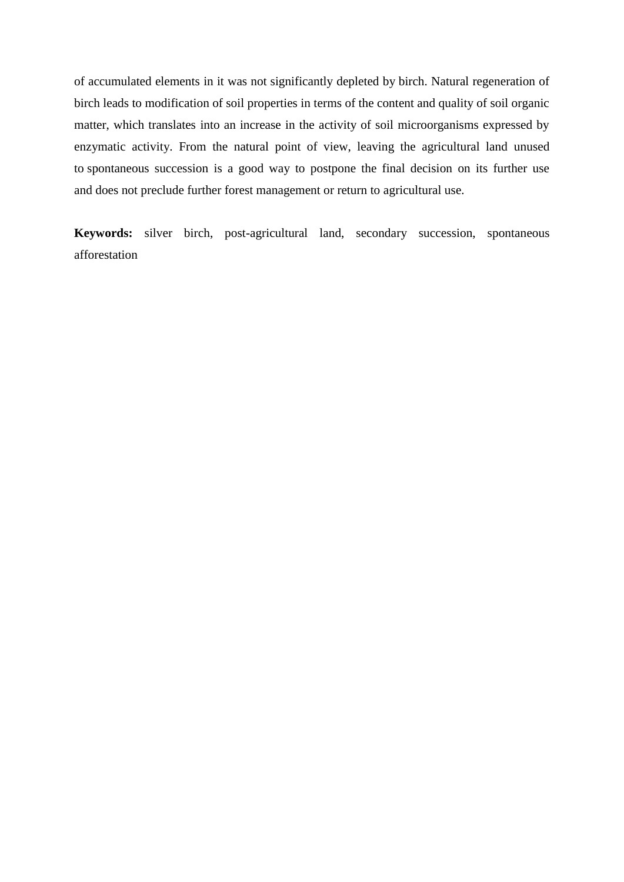of accumulated elements in it was not significantly depleted by birch. Natural regeneration of birch leads to modification of soil properties in terms of the content and quality of soil organic matter, which translates into an increase in the activity of soil microorganisms expressed by enzymatic activity. From the natural point of view, leaving the agricultural land unused to spontaneous succession is a good way to postpone the final decision on its further use and does not preclude further forest management or return to agricultural use.

**Keywords:** silver birch, post-agricultural land, secondary succession, spontaneous afforestation